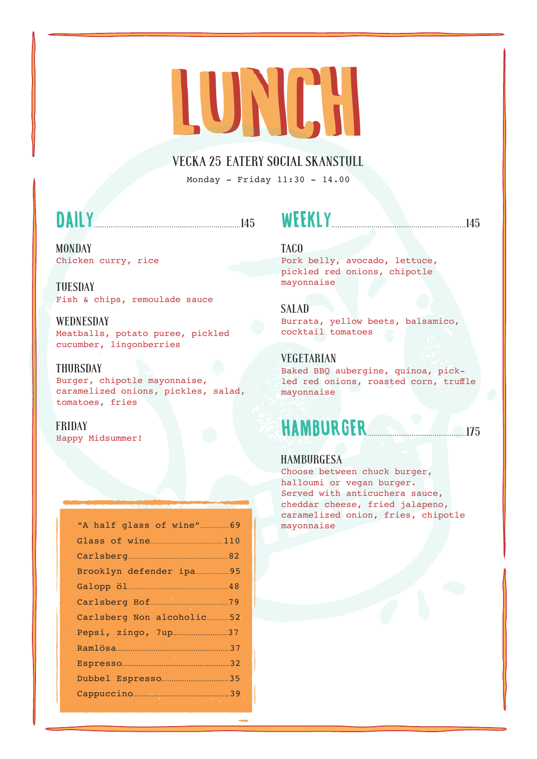# LUNCH

VECKA 25 EATERY SOCIAL SKANSTULL

Monday - Friday 11:30 - 14.00

## DAILY ... 145

MONDAY
Chicken curry, rice

TUESDAY
Fish & chips, remoulade sauce

WEDNESDAY
Meatballs, potato puree, pickled cucumber, lingonberries

THURSDAY
Burger, chipotle mayonnaise, caramelized onions, pickles, salad, tomatoes, fries

FRIDAY
Happy Midsummer!

## WEEKLY ... 145

TACO
Pork belly, avocado, lettuce, pickled red onions, chipotle mayonnaise

SALAD
Burrata, yellow beets, balsamico, cocktail tomatoes

VEGETARIAN
Baked BBQ aubergine, quinoa, pickled red onions, roasted corn, truffle mayonnaise

## HAMBURGER ... 175

HAMBURGESA
Choose between chuck burger, halloumi or vegan burger. Served with anticuchera sauce, cheddar cheese, fried jalapeno, caramelized onion, fries, chipotle mayonnaise

| Drink | Price |
|---|---|
| "A half glass of wine" | 69 |
| Glass of wine | 110 |
| Carlsberg | 82 |
| Brooklyn defender ipa | 95 |
| Galopp öl | 48 |
| Carlsberg Hof | 79 |
| Carlsberg Non alcoholic | 52 |
| Pepsi, zingo, 7up | 37 |
| Ramlösa | 37 |
| Espresso | 32 |
| Dubbel Espresso | 35 |
| Cappuccino | 39 |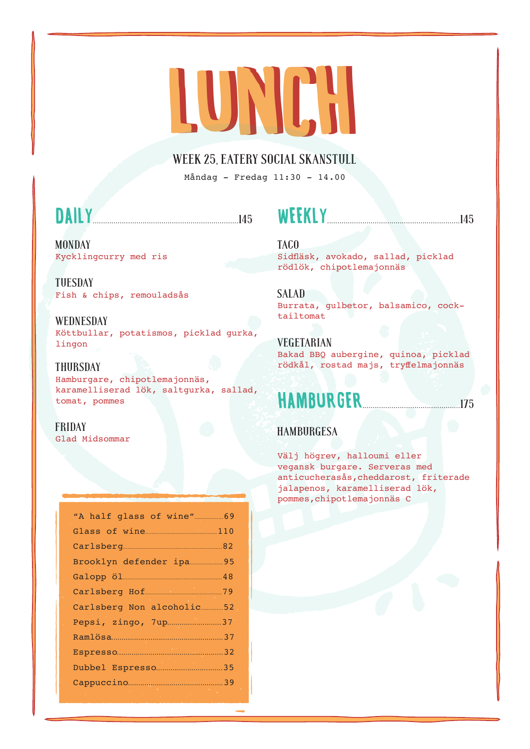# LUNCH

WEEK 25, EATERY SOCIAL SKANSTULL

Måndag - Fredag 11:30 - 14.00

## DAILY ........ 145

### MONDAY
Kycklingcurry med ris

### TUESDAY
Fish & chips, remouladsås

### WEDNESDAY
Köttbullar, potatismos, picklad gurka, lingon

### THURSDAY
Hamburgare, chipotlemajonnäs, karamelliserad lök, saltgurka, sallad, tomat, pommes

### FRIDAY
Glad Midsommar

## WEEKLY ........ 145

### TACO
Sidfläsk, avokado, sallad, picklad rödlök, chipotlemajonnäs

### SALAD
Burrata, gulbetor, balsamico, cock-tailtomat

### VEGETARIAN
Bakad BBQ aubergine, quinoa, picklad rödkål, rostad majs, tryffelmajonnäs

## HAMBURGER ........ 175

### HAMBURGESA

Välj högrev, halloumi eller vegansk burgare. Serveras med anticucherasås,cheddarost, friterade jalapenos, karamelliserad lök, pommes,chipotlemajonnäs C

| | |
|---|---|
| "A half glass of wine" | 69 |
| Glass of wine | 110 |
| Carlsberg | 82 |
| Brooklyn defender ipa | 95 |
| Galopp öl | 48 |
| Carlsberg Hof | 79 |
| Carlsberg Non alcoholic | 52 |
| Pepsi, zingo, 7up | 37 |
| Ramlösa | 37 |
| Espresso | 32 |
| Dubbel Espresso | 35 |
| Cappuccino | 39 |